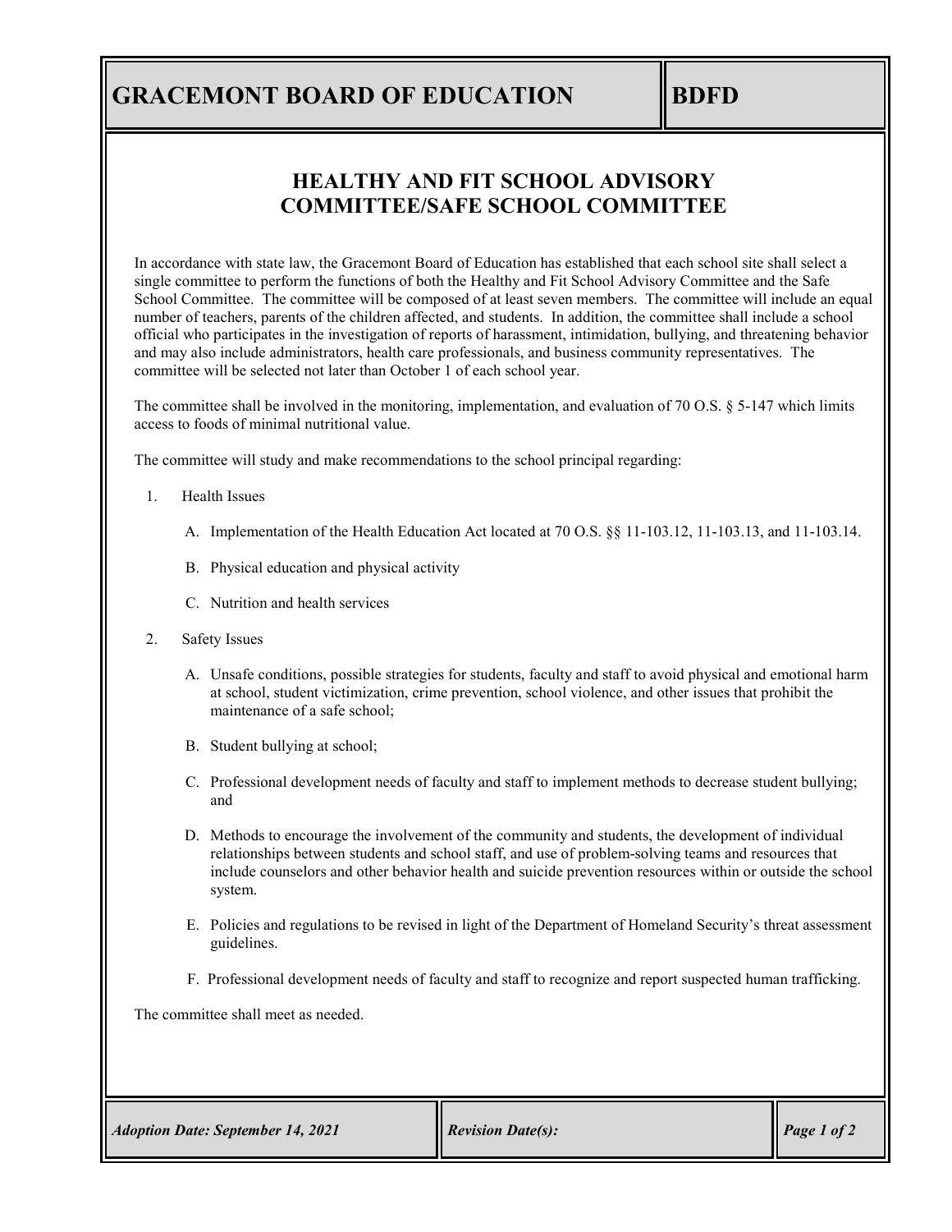## HEALTHY AND FIT SCHOOL ADVISORY COMMITTEE/SAFE SCHOOL COMMITTEE

In accordance with state law, the Gracemont Board of Education has established that each school site shall select a single committee to perform the functions of both the Healthy and Fit School Advisory Committee and the Safe School Committee. The committee will be composed of at least seven members. The committee will include an equal number of teachers, parents of the children affected, and students. In addition, the committee shall include a school official who participates in the investigation of reports of harassment, intimidation, bullying, and threatening behavior and may also include administrators, health care professionals, and business community representatives. The committee will be selected not later than October 1 of each school year.

The committee shall be involved in the monitoring, implementation, and evaluation of 70 O.S. § 5-147 which limits access to foods of minimal nutritional value.

The committee will study and make recommendations to the school principal regarding:

1. Health Issues

   A. Implementation of the Health Education Act located at 70 O.S. §§ 11-103.12, 11-103.13, and 11-103.14.

   B. Physical education and physical activity

   C. Nutrition and health services

2. Safety Issues

   A. Unsafe conditions, possible strategies for students, faculty and staff to avoid physical and emotional harm at school, student victimization, crime prevention, school violence, and other issues that prohibit the maintenance of a safe school;

   B. Student bullying at school;

   C. Professional development needs of faculty and staff to implement methods to decrease student bullying; and

   D. Methods to encourage the involvement of the community and students, the development of individual relationships between students and school staff, and use of problem-solving teams and resources that include counselors and other behavior health and suicide prevention resources within or outside the school system.

   E. Policies and regulations to be revised in light of the Department of Homeland Security's threat assessment guidelines.

   F. Professional development needs of faculty and staff to recognize and report suspected human trafficking.

The committee shall meet as needed.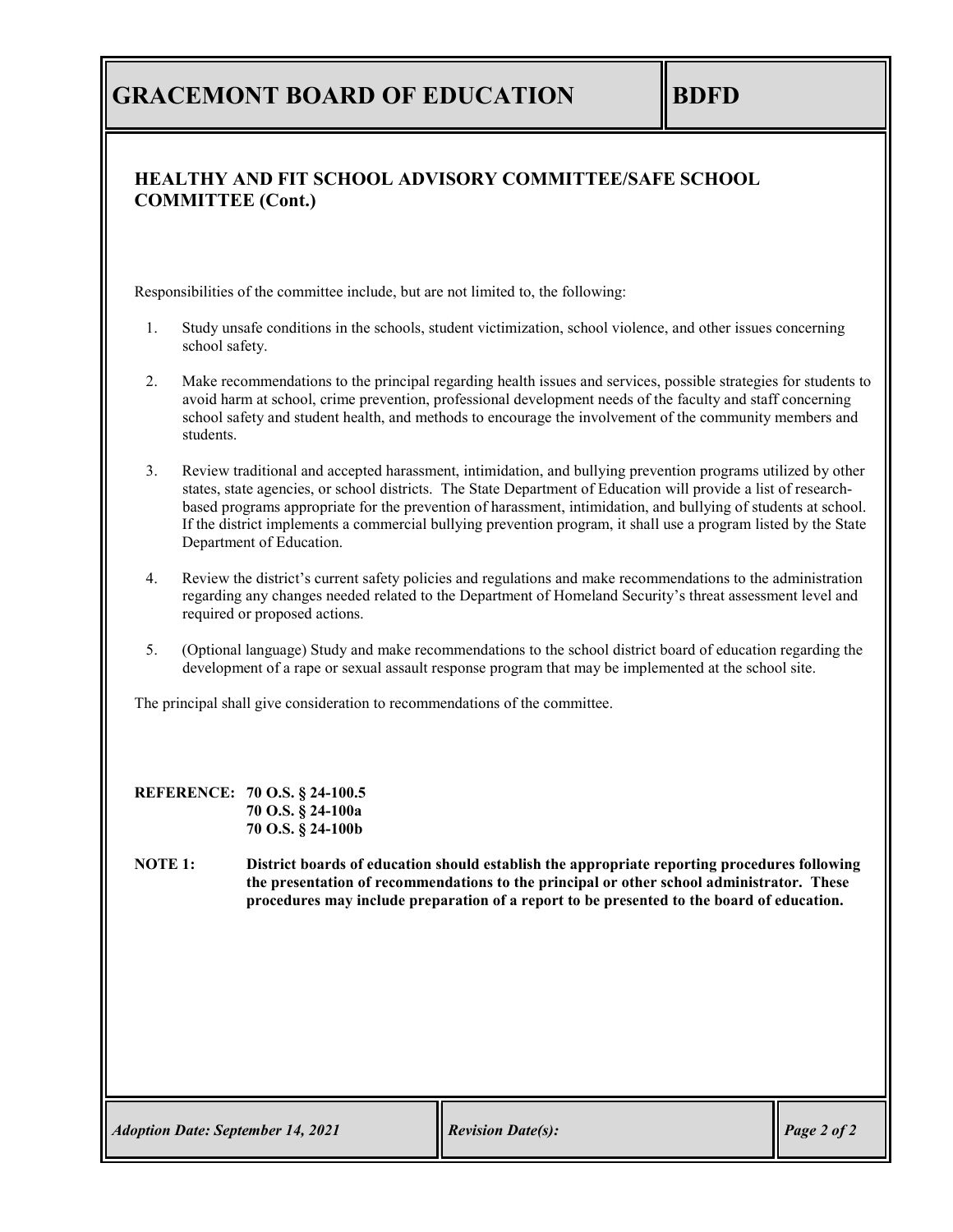## HEALTHY AND FIT SCHOOL ADVISORY COMMITTEE/SAFE SCHOOL COMMITTEE (Cont.)

Responsibilities of the committee include, but are not limited to, the following:

1. Study unsafe conditions in the schools, student victimization, school violence, and other issues concerning school safety.

2. Make recommendations to the principal regarding health issues and services, possible strategies for students to avoid harm at school, crime prevention, professional development needs of the faculty and staff concerning school safety and student health, and methods to encourage the involvement of the community members and students.

3. Review traditional and accepted harassment, intimidation, and bullying prevention programs utilized by other states, state agencies, or school districts. The State Department of Education will provide a list of research-based programs appropriate for the prevention of harassment, intimidation, and bullying of students at school. If the district implements a commercial bullying prevention program, it shall use a program listed by the State Department of Education.

4. Review the district's current safety policies and regulations and make recommendations to the administration regarding any changes needed related to the Department of Homeland Security's threat assessment level and required or proposed actions.

5. (Optional language) Study and make recommendations to the school district board of education regarding the development of a rape or sexual assault response program that may be implemented at the school site.

The principal shall give consideration to recommendations of the committee.

**REFERENCE:** **70 O.S. § 24-100.5**
**70 O.S. § 24-100a**
**70 O.S. § 24-100b**

**NOTE 1:** **District boards of education should establish the appropriate reporting procedures following the presentation of recommendations to the principal or other school administrator. These procedures may include preparation of a report to be presented to the board of education.**

*Adoption Date: September 14, 2021* | *Revision Date(s):*